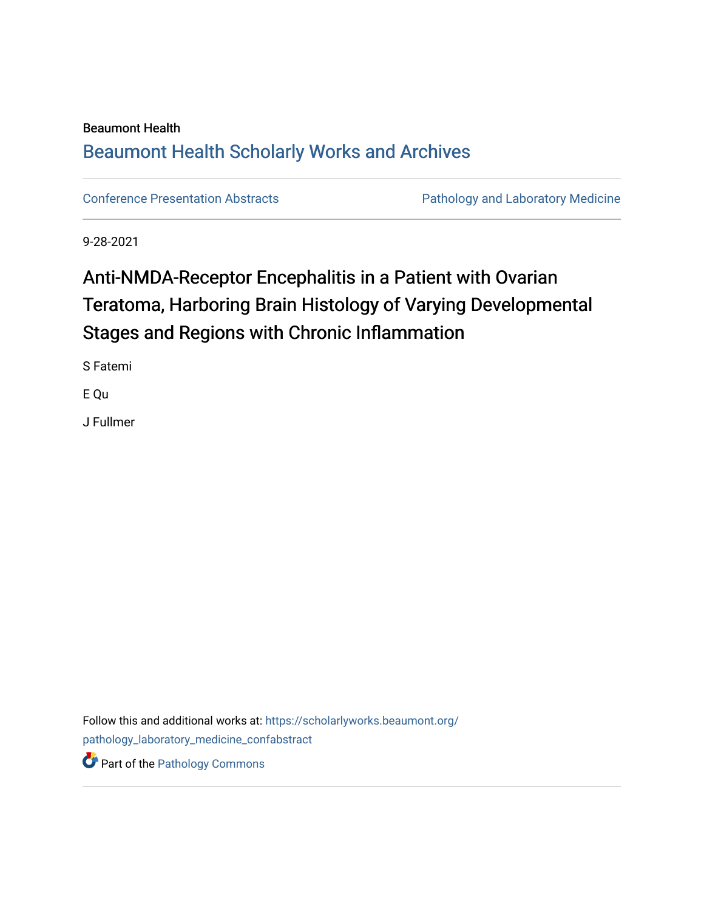Beaumont Health

## Beaumont Health Scholarly Works and Archives

Conference Presentation Abstracts

Pathology and Laboratory Medicine

9-28-2021

# Anti-NMDA-Receptor Encephalitis in a Patient with Ovarian Teratoma, Harboring Brain Histology of Varying Developmental Stages and Regions with Chronic Inflammation

S Fatemi

E Qu

J Fullmer

Follow this and additional works at: https://scholarlyworks.beaumont.org/pathology_laboratory_medicine_confabstract

Part of the Pathology Commons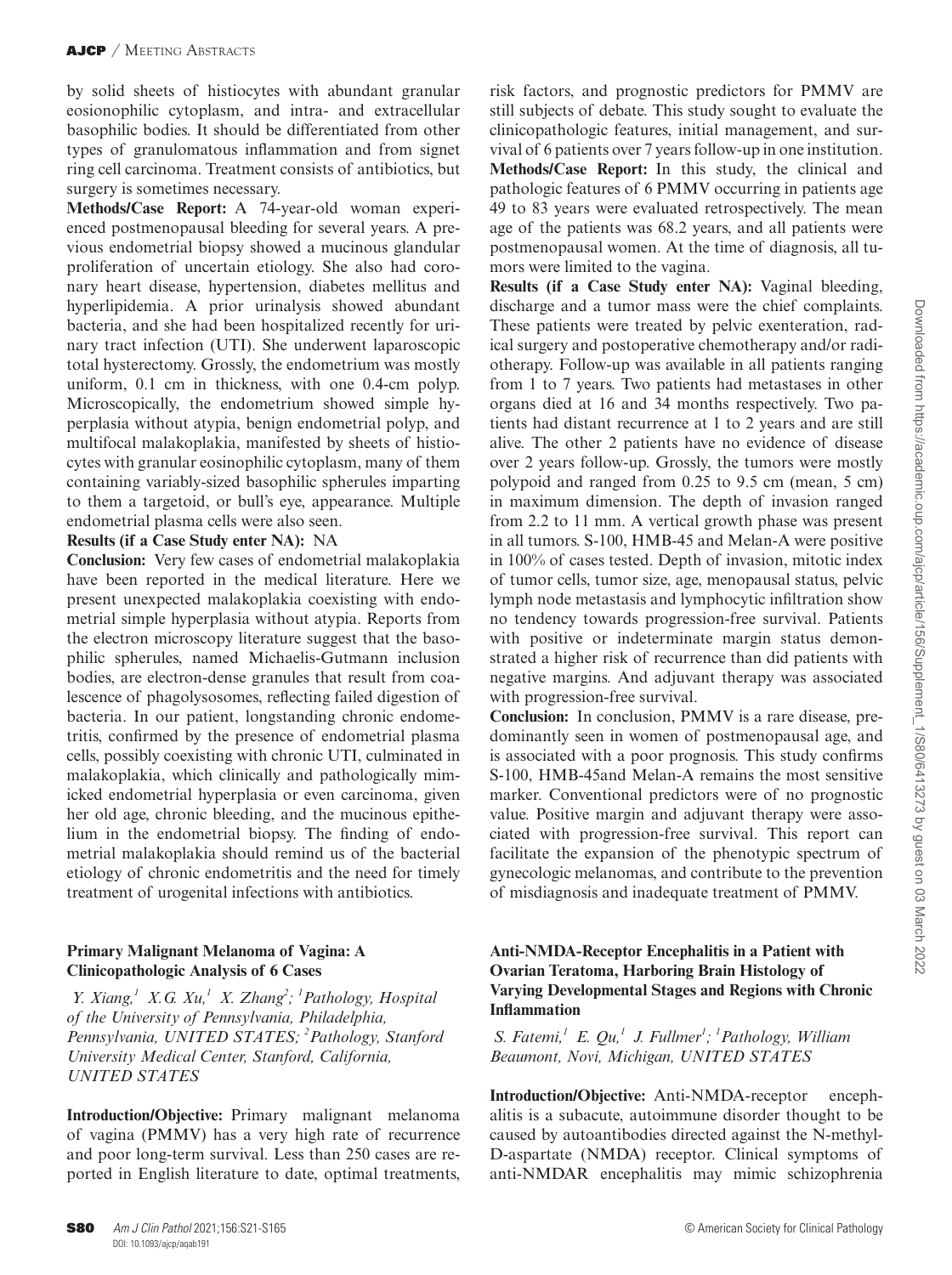by solid sheets of histiocytes with abundant granular eosionophilic cytoplasm, and intra- and extracellular basophilic bodies. It should be differentiated from other types of granulomatous inflammation and from signet ring cell carcinoma. Treatment consists of antibiotics, but surgery is sometimes necessary.

**Methods/Case Report:** A 74-year-old woman experienced postmenopausal bleeding for several years. A previous endometrial biopsy showed a mucinous glandular proliferation of uncertain etiology. She also had coronary heart disease, hypertension, diabetes mellitus and hyperlipidemia. A prior urinalysis showed abundant bacteria, and she had been hospitalized recently for urinary tract infection (UTI). She underwent laparoscopic total hysterectomy. Grossly, the endometrium was mostly uniform, 0.1 cm in thickness, with one 0.4-cm polyp. Microscopically, the endometrium showed simple hyperplasia without atypia, benign endometrial polyp, and multifocal malakoplakia, manifested by sheets of histiocytes with granular eosinophilic cytoplasm, many of them containing variably-sized basophilic spherules imparting to them a targetoid, or bull's eye, appearance. Multiple endometrial plasma cells were also seen.

**Results (if a Case Study enter NA):** NA

**Conclusion:** Very few cases of endometrial malakoplakia have been reported in the medical literature. Here we present unexpected malakoplakia coexisting with endometrial simple hyperplasia without atypia. Reports from the electron microscopy literature suggest that the basophilic spherules, named Michaelis-Gutmann inclusion bodies, are electron-dense granules that result from coalescence of phagolysosomes, reflecting failed digestion of bacteria. In our patient, longstanding chronic endometritis, confirmed by the presence of endometrial plasma cells, possibly coexisting with chronic UTI, culminated in malakoplakia, which clinically and pathologically mimicked endometrial hyperplasia or even carcinoma, given her old age, chronic bleeding, and the mucinous epithelium in the endometrial biopsy. The finding of endometrial malakoplakia should remind us of the bacterial etiology of chronic endometritis and the need for timely treatment of urogenital infections with antibiotics.

### Primary Malignant Melanoma of Vagina: A Clinicopathologic Analysis of 6 Cases

*Y. Xiang,[1] X.G. Xu,[1] X. Zhang[2]; [1]Pathology, Hospital of the University of Pennsylvania, Philadelphia, Pennsylvania, UNITED STATES; [2]Pathology, Stanford University Medical Center, Stanford, California, UNITED STATES*

**Introduction/Objective:** Primary malignant melanoma of vagina (PMMV) has a very high rate of recurrence and poor long-term survival. Less than 250 cases are reported in English literature to date, optimal treatments, risk factors, and prognostic predictors for PMMV are still subjects of debate. This study sought to evaluate the clinicopathologic features, initial management, and survival of 6 patients over 7 years follow-up in one institution.

**Methods/Case Report:** In this study, the clinical and pathologic features of 6 PMMV occurring in patients age 49 to 83 years were evaluated retrospectively. The mean age of the patients was 68.2 years, and all patients were postmenopausal women. At the time of diagnosis, all tumors were limited to the vagina.

**Results (if a Case Study enter NA):** Vaginal bleeding, discharge and a tumor mass were the chief complaints. These patients were treated by pelvic exenteration, radical surgery and postoperative chemotherapy and/or radiotherapy. Follow-up was available in all patients ranging from 1 to 7 years. Two patients had metastases in other organs died at 16 and 34 months respectively. Two patients had distant recurrence at 1 to 2 years and are still alive. The other 2 patients have no evidence of disease over 2 years follow-up. Grossly, the tumors were mostly polypoid and ranged from 0.25 to 9.5 cm (mean, 5 cm) in maximum dimension. The depth of invasion ranged from 2.2 to 11 mm. A vertical growth phase was present in all tumors. S-100, HMB-45 and Melan-A were positive in 100% of cases tested. Depth of invasion, mitotic index of tumor cells, tumor size, age, menopausal status, pelvic lymph node metastasis and lymphocytic infiltration show no tendency towards progression-free survival. Patients with positive or indeterminate margin status demonstrated a higher risk of recurrence than did patients with negative margins. And adjuvant therapy was associated with progression-free survival.

**Conclusion:** In conclusion, PMMV is a rare disease, predominantly seen in women of postmenopausal age, and is associated with a poor prognosis. This study confirms S-100, HMB-45and Melan-A remains the most sensitive marker. Conventional predictors were of no prognostic value. Positive margin and adjuvant therapy were associated with progression-free survival. This report can facilitate the expansion of the phenotypic spectrum of gynecologic melanomas, and contribute to the prevention of misdiagnosis and inadequate treatment of PMMV.

### Anti-NMDA-Receptor Encephalitis in a Patient with Ovarian Teratoma, Harboring Brain Histology of Varying Developmental Stages and Regions with Chronic Inflammation

*S. Fatemi,[1] E. Qu,[1] J. Fullmer[1]; [1]Pathology, William Beaumont, Novi, Michigan, UNITED STATES*

**Introduction/Objective:** Anti-NMDA-receptor encephalitis is a subacute, autoimmune disorder thought to be caused by autoantibodies directed against the N-methyl-D-aspartate (NMDA) receptor. Clinical symptoms of anti-NMDAR encephalitis may mimic schizophrenia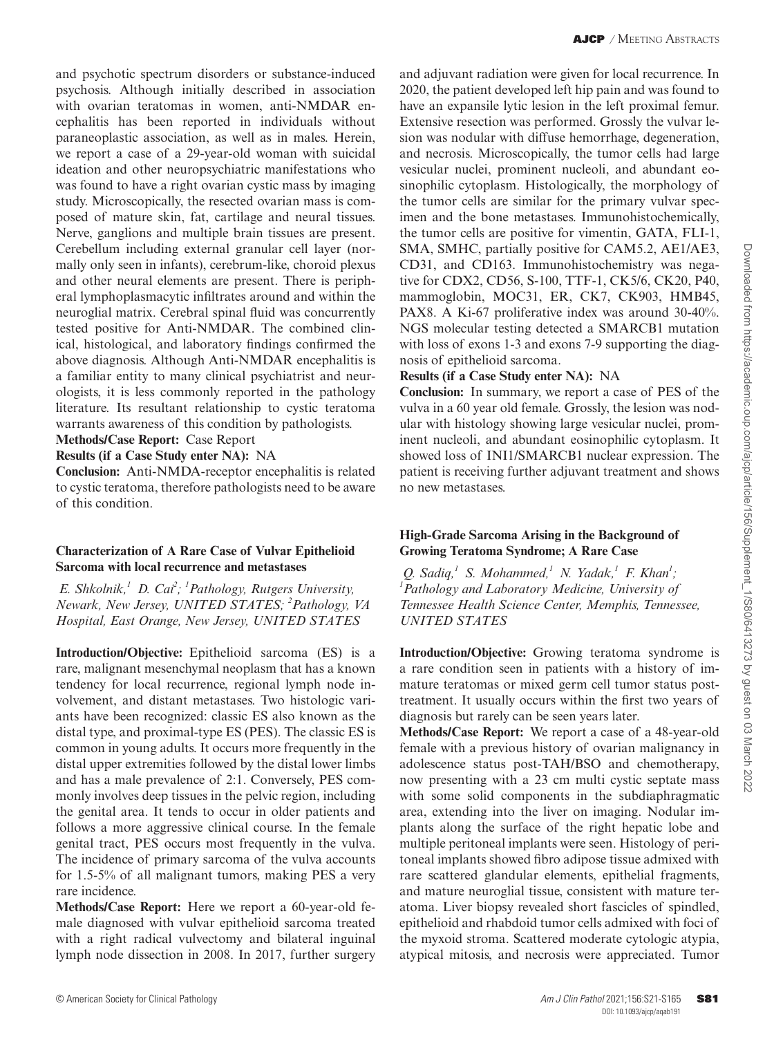and psychotic spectrum disorders or substance-induced psychosis. Although initially described in association with ovarian teratomas in women, anti-NMDAR encephalitis has been reported in individuals without paraneoplastic association, as well as in males. Herein, we report a case of a 29-year-old woman with suicidal ideation and other neuropsychiatric manifestations who was found to have a right ovarian cystic mass by imaging study. Microscopically, the resected ovarian mass is composed of mature skin, fat, cartilage and neural tissues. Nerve, ganglions and multiple brain tissues are present. Cerebellum including external granular cell layer (normally only seen in infants), cerebrum-like, choroid plexus and other neural elements are present. There is peripheral lymphoplasmacytic infiltrates around and within the neuroglial matrix. Cerebral spinal fluid was concurrently tested positive for Anti-NMDAR. The combined clinical, histological, and laboratory findings confirmed the above diagnosis. Although Anti-NMDAR encephalitis is a familiar entity to many clinical psychiatrist and neurologists, it is less commonly reported in the pathology literature. Its resultant relationship to cystic teratoma warrants awareness of this condition by pathologists.

**Methods/Case Report:** Case Report

**Results (if a Case Study enter NA):** NA

**Conclusion:** Anti-NMDA-receptor encephalitis is related to cystic teratoma, therefore pathologists need to be aware of this condition.

### Characterization of A Rare Case of Vulvar Epithelioid Sarcoma with local recurrence and metastases

*E. Shkolnik,[1] D. Cai[2]; [1]Pathology, Rutgers University, Newark, New Jersey, UNITED STATES; [2]Pathology, VA Hospital, East Orange, New Jersey, UNITED STATES*

**Introduction/Objective:** Epithelioid sarcoma (ES) is a rare, malignant mesenchymal neoplasm that has a known tendency for local recurrence, regional lymph node involvement, and distant metastases. Two histologic variants have been recognized: classic ES also known as the distal type, and proximal-type ES (PES). The classic ES is common in young adults. It occurs more frequently in the distal upper extremities followed by the distal lower limbs and has a male prevalence of 2:1. Conversely, PES commonly involves deep tissues in the pelvic region, including the genital area. It tends to occur in older patients and follows a more aggressive clinical course. In the female genital tract, PES occurs most frequently in the vulva. The incidence of primary sarcoma of the vulva accounts for 1.5-5% of all malignant tumors, making PES a very rare incidence.

**Methods/Case Report:** Here we report a 60-year-old female diagnosed with vulvar epithelioid sarcoma treated with a right radical vulvectomy and bilateral inguinal lymph node dissection in 2008. In 2017, further surgery and adjuvant radiation were given for local recurrence. In 2020, the patient developed left hip pain and was found to have an expansile lytic lesion in the left proximal femur. Extensive resection was performed. Grossly the vulvar lesion was nodular with diffuse hemorrhage, degeneration, and necrosis. Microscopically, the tumor cells had large vesicular nuclei, prominent nucleoli, and abundant eosinophilic cytoplasm. Histologically, the morphology of the tumor cells are similar for the primary vulvar specimen and the bone metastases. Immunohistochemically, the tumor cells are positive for vimentin, GATA, FLI-1, SMA, SMHC, partially positive for CAM5.2, AE1/AE3, CD31, and CD163. Immunohistochemistry was negative for CDX2, CD56, S-100, TTF-1, CK5/6, CK20, P40, mammoglobin, MOC31, ER, CK7, CK903, HMB45, PAX8. A Ki-67 proliferative index was around 30-40%. NGS molecular testing detected a SMARCB1 mutation with loss of exons 1-3 and exons 7-9 supporting the diagnosis of epithelioid sarcoma.

**Results (if a Case Study enter NA):** NA

**Conclusion:** In summary, we report a case of PES of the vulva in a 60 year old female. Grossly, the lesion was nodular with histology showing large vesicular nuclei, prominent nucleoli, and abundant eosinophilic cytoplasm. It showed loss of INI1/SMARCB1 nuclear expression. The patient is receiving further adjuvant treatment and shows no new metastases.

### High-Grade Sarcoma Arising in the Background of Growing Teratoma Syndrome; A Rare Case

*Q. Sadiq,[1] S. Mohammed,[1] N. Yadak,[1] F. Khan[1]; [1]Pathology and Laboratory Medicine, University of Tennessee Health Science Center, Memphis, Tennessee, UNITED STATES*

**Introduction/Objective:** Growing teratoma syndrome is a rare condition seen in patients with a history of immature teratomas or mixed germ cell tumor status post-treatment. It usually occurs within the first two years of diagnosis but rarely can be seen years later.

**Methods/Case Report:** We report a case of a 48-year-old female with a previous history of ovarian malignancy in adolescence status post-TAH/BSO and chemotherapy, now presenting with a 23 cm multi cystic septate mass with some solid components in the subdiaphragmatic area, extending into the liver on imaging. Nodular implants along the surface of the right hepatic lobe and multiple peritoneal implants were seen. Histology of peritoneal implants showed fibro adipose tissue admixed with rare scattered glandular elements, epithelial fragments, and mature neuroglial tissue, consistent with mature teratoma. Liver biopsy revealed short fascicles of spindled, epithelioid and rhabdoid tumor cells admixed with foci of the myxoid stroma. Scattered moderate cytologic atypia, atypical mitosis, and necrosis were appreciated. Tumor